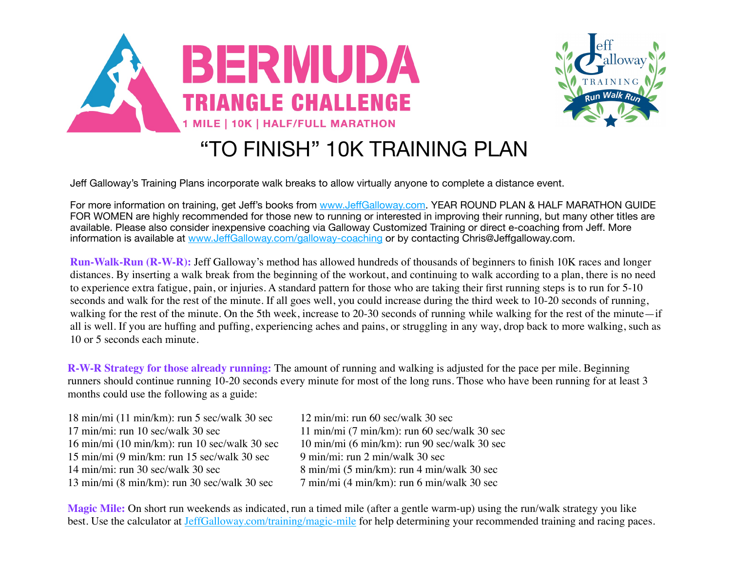# BERMUDA TRIANGLE CHALLENGE

**1 MILE | 10K | HALF/FULL MARATHON**

Jeff Galloway TRAINING Run Walk Run

## "TO FINISH" 10K TRAINING PLAN

Jeff Galloway's Training Plans incorporate walk breaks to allow virtually anyone to complete a distance event.

For more information on training, get Jeff's books from [www.JeffGalloway.com](http://www.JeffGalloway.com). YEAR ROUND PLAN & HALF MARATHON GUIDE FOR WOMEN are highly recommended for those new to running or interested in improving their running, but many other titles are available. Please also consider inexpensive coaching via Galloway Customized Training or direct e-coaching from Jeff. More information is available at [www.JeffGalloway.com/galloway-coaching](http://www.JeffGalloway.com/galloway-coaching) or by contacting Chris@Jeffgalloway.com.

**Run-Walk-Run (R-W-R):** Jeff Galloway's method has allowed hundreds of thousands of beginners to finish 10K races and longer distances. By inserting a walk break from the beginning of the workout, and continuing to walk according to a plan, there is no need to experience extra fatigue, pain, or injuries. A standard pattern for those who are taking their first running steps is to run for 5-10 seconds and walk for the rest of the minute. If all goes well, you could increase during the third week to 10-20 seconds of running, walking for the rest of the minute. On the 5th week, increase to 20-30 seconds of running while walking for the rest of the minute—if all is well. If you are huffing and puffing, experiencing aches and pains, or struggling in any way, drop back to more walking, such as 10 or 5 seconds each minute.

**R-W-R Strategy for those already running:** The amount of running and walking is adjusted for the pace per mile. Beginning runners should continue running 10-20 seconds every minute for most of the long runs. Those who have been running for at least 3 months could use the following as a guide:

18 min/mi (11 min/km): run 5 sec/walk 30 sec
17 min/mi: run 10 sec/walk 30 sec
16 min/mi (10 min/km): run 10 sec/walk 30 sec
15 min/mi (9 min/km: run 15 sec/walk 30 sec
14 min/mi: run 30 sec/walk 30 sec
13 min/mi (8 min/km): run 30 sec/walk 30 sec
12 min/mi: run 60 sec/walk 30 sec
11 min/mi (7 min/km): run 60 sec/walk 30 sec
10 min/mi (6 min/km): run 90 sec/walk 30 sec
9 min/mi: run 2 min/walk 30 sec
8 min/mi (5 min/km): run 4 min/walk 30 sec
7 min/mi (4 min/km): run 6 min/walk 30 sec

**Magic Mile:** On short run weekends as indicated, run a timed mile (after a gentle warm-up) using the run/walk strategy you like best. Use the calculator at [JeffGalloway.com/training/magic-mile](http://JeffGalloway.com/training/magic-mile) for help determining your recommended training and racing paces.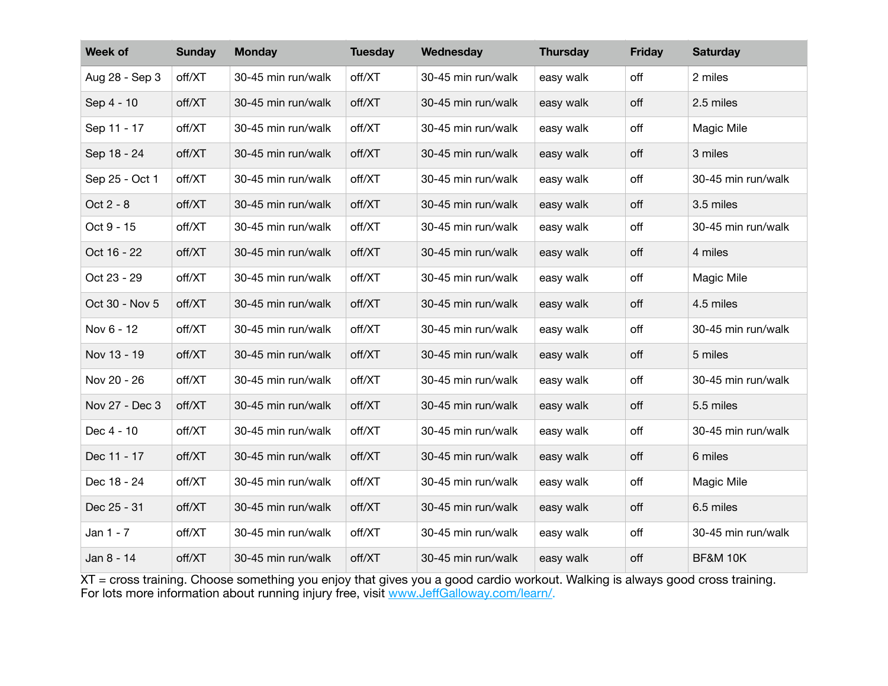| Week of | Sunday | Monday | Tuesday | Wednesday | Thursday | Friday | Saturday |
|---|---|---|---|---|---|---|---|
| Aug 28 - Sep 3 | off/XT | 30-45 min run/walk | off/XT | 30-45 min run/walk | easy walk | off | 2 miles |
| Sep 4 - 10 | off/XT | 30-45 min run/walk | off/XT | 30-45 min run/walk | easy walk | off | 2.5 miles |
| Sep 11 - 17 | off/XT | 30-45 min run/walk | off/XT | 30-45 min run/walk | easy walk | off | Magic Mile |
| Sep 18 - 24 | off/XT | 30-45 min run/walk | off/XT | 30-45 min run/walk | easy walk | off | 3 miles |
| Sep 25 - Oct 1 | off/XT | 30-45 min run/walk | off/XT | 30-45 min run/walk | easy walk | off | 30-45 min run/walk |
| Oct 2 - 8 | off/XT | 30-45 min run/walk | off/XT | 30-45 min run/walk | easy walk | off | 3.5 miles |
| Oct 9 - 15 | off/XT | 30-45 min run/walk | off/XT | 30-45 min run/walk | easy walk | off | 30-45 min run/walk |
| Oct 16 - 22 | off/XT | 30-45 min run/walk | off/XT | 30-45 min run/walk | easy walk | off | 4 miles |
| Oct 23 - 29 | off/XT | 30-45 min run/walk | off/XT | 30-45 min run/walk | easy walk | off | Magic Mile |
| Oct 30 - Nov 5 | off/XT | 30-45 min run/walk | off/XT | 30-45 min run/walk | easy walk | off | 4.5 miles |
| Nov 6 - 12 | off/XT | 30-45 min run/walk | off/XT | 30-45 min run/walk | easy walk | off | 30-45 min run/walk |
| Nov 13 - 19 | off/XT | 30-45 min run/walk | off/XT | 30-45 min run/walk | easy walk | off | 5 miles |
| Nov 20 - 26 | off/XT | 30-45 min run/walk | off/XT | 30-45 min run/walk | easy walk | off | 30-45 min run/walk |
| Nov 27 - Dec 3 | off/XT | 30-45 min run/walk | off/XT | 30-45 min run/walk | easy walk | off | 5.5 miles |
| Dec 4 - 10 | off/XT | 30-45 min run/walk | off/XT | 30-45 min run/walk | easy walk | off | 30-45 min run/walk |
| Dec 11 - 17 | off/XT | 30-45 min run/walk | off/XT | 30-45 min run/walk | easy walk | off | 6 miles |
| Dec 18 - 24 | off/XT | 30-45 min run/walk | off/XT | 30-45 min run/walk | easy walk | off | Magic Mile |
| Dec 25 - 31 | off/XT | 30-45 min run/walk | off/XT | 30-45 min run/walk | easy walk | off | 6.5 miles |
| Jan 1 - 7 | off/XT | 30-45 min run/walk | off/XT | 30-45 min run/walk | easy walk | off | 30-45 min run/walk |
| Jan 8 - 14 | off/XT | 30-45 min run/walk | off/XT | 30-45 min run/walk | easy walk | off | BF&M 10K |

XT = cross training. Choose something you enjoy that gives you a good cardio workout. Walking is always good cross training.
For lots more information about running injury free, visit www.JeffGalloway.com/learn/.